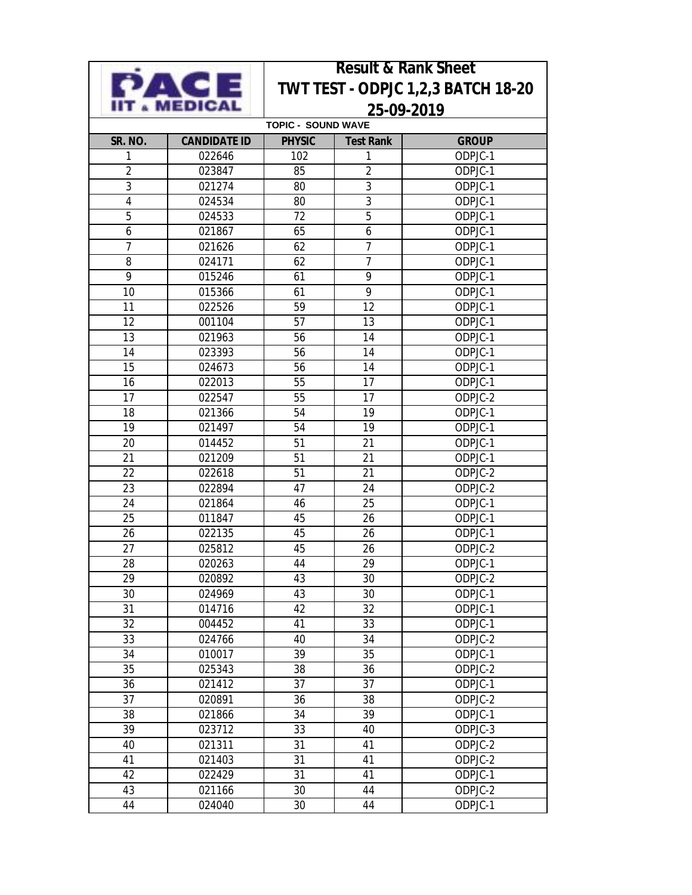PACE IIT & MEDICAL

# Result & Rank Sheet
## TWT TEST - ODPJC 1,2,3 BATCH 18-20
## 25-09-2019

**TOPIC - SOUND WAVE**

| SR. NO. | CANDIDATE ID | PHYSIC | Test Rank | GROUP |
|---|---|---|---|---|
| 1 | 022646 | 102 | 1 | ODPJC-1 |
| 2 | 023847 | 85 | 2 | ODPJC-1 |
| 3 | 021274 | 80 | 3 | ODPJC-1 |
| 4 | 024534 | 80 | 3 | ODPJC-1 |
| 5 | 024533 | 72 | 5 | ODPJC-1 |
| 6 | 021867 | 65 | 6 | ODPJC-1 |
| 7 | 021626 | 62 | 7 | ODPJC-1 |
| 8 | 024171 | 62 | 7 | ODPJC-1 |
| 9 | 015246 | 61 | 9 | ODPJC-1 |
| 10 | 015366 | 61 | 9 | ODPJC-1 |
| 11 | 022526 | 59 | 12 | ODPJC-1 |
| 12 | 001104 | 57 | 13 | ODPJC-1 |
| 13 | 021963 | 56 | 14 | ODPJC-1 |
| 14 | 023393 | 56 | 14 | ODPJC-1 |
| 15 | 024673 | 56 | 14 | ODPJC-1 |
| 16 | 022013 | 55 | 17 | ODPJC-1 |
| 17 | 022547 | 55 | 17 | ODPJC-2 |
| 18 | 021366 | 54 | 19 | ODPJC-1 |
| 19 | 021497 | 54 | 19 | ODPJC-1 |
| 20 | 014452 | 51 | 21 | ODPJC-1 |
| 21 | 021209 | 51 | 21 | ODPJC-1 |
| 22 | 022618 | 51 | 21 | ODPJC-2 |
| 23 | 022894 | 47 | 24 | ODPJC-2 |
| 24 | 021864 | 46 | 25 | ODPJC-1 |
| 25 | 011847 | 45 | 26 | ODPJC-1 |
| 26 | 022135 | 45 | 26 | ODPJC-1 |
| 27 | 025812 | 45 | 26 | ODPJC-2 |
| 28 | 020263 | 44 | 29 | ODPJC-1 |
| 29 | 020892 | 43 | 30 | ODPJC-2 |
| 30 | 024969 | 43 | 30 | ODPJC-1 |
| 31 | 014716 | 42 | 32 | ODPJC-1 |
| 32 | 004452 | 41 | 33 | ODPJC-1 |
| 33 | 024766 | 40 | 34 | ODPJC-2 |
| 34 | 010017 | 39 | 35 | ODPJC-1 |
| 35 | 025343 | 38 | 36 | ODPJC-2 |
| 36 | 021412 | 37 | 37 | ODPJC-1 |
| 37 | 020891 | 36 | 38 | ODPJC-2 |
| 38 | 021866 | 34 | 39 | ODPJC-1 |
| 39 | 023712 | 33 | 40 | ODPJC-3 |
| 40 | 021311 | 31 | 41 | ODPJC-2 |
| 41 | 021403 | 31 | 41 | ODPJC-2 |
| 42 | 022429 | 31 | 41 | ODPJC-1 |
| 43 | 021166 | 30 | 44 | ODPJC-2 |
| 44 | 024040 | 30 | 44 | ODPJC-1 |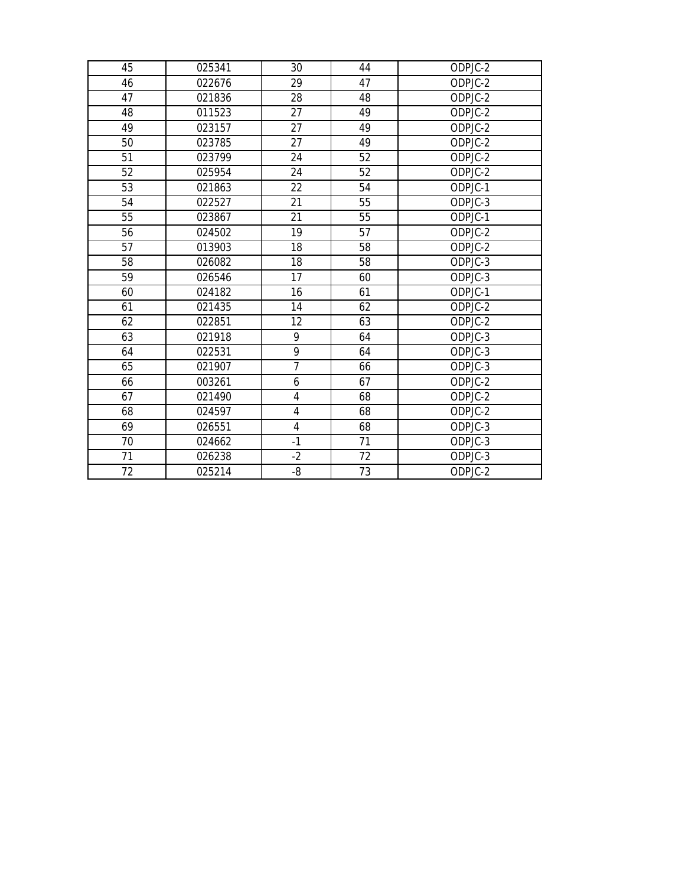| | | | | |
|---|---|---|---|---|
| 45 | 025341 | 30 | 44 | ODPJC-2 |
| 46 | 022676 | 29 | 47 | ODPJC-2 |
| 47 | 021836 | 28 | 48 | ODPJC-2 |
| 48 | 011523 | 27 | 49 | ODPJC-2 |
| 49 | 023157 | 27 | 49 | ODPJC-2 |
| 50 | 023785 | 27 | 49 | ODPJC-2 |
| 51 | 023799 | 24 | 52 | ODPJC-2 |
| 52 | 025954 | 24 | 52 | ODPJC-2 |
| 53 | 021863 | 22 | 54 | ODPJC-1 |
| 54 | 022527 | 21 | 55 | ODPJC-3 |
| 55 | 023867 | 21 | 55 | ODPJC-1 |
| 56 | 024502 | 19 | 57 | ODPJC-2 |
| 57 | 013903 | 18 | 58 | ODPJC-2 |
| 58 | 026082 | 18 | 58 | ODPJC-3 |
| 59 | 026546 | 17 | 60 | ODPJC-3 |
| 60 | 024182 | 16 | 61 | ODPJC-1 |
| 61 | 021435 | 14 | 62 | ODPJC-2 |
| 62 | 022851 | 12 | 63 | ODPJC-2 |
| 63 | 021918 | 9 | 64 | ODPJC-3 |
| 64 | 022531 | 9 | 64 | ODPJC-3 |
| 65 | 021907 | 7 | 66 | ODPJC-3 |
| 66 | 003261 | 6 | 67 | ODPJC-2 |
| 67 | 021490 | 4 | 68 | ODPJC-2 |
| 68 | 024597 | 4 | 68 | ODPJC-2 |
| 69 | 026551 | 4 | 68 | ODPJC-3 |
| 70 | 024662 | -1 | 71 | ODPJC-3 |
| 71 | 026238 | -2 | 72 | ODPJC-3 |
| 72 | 025214 | -8 | 73 | ODPJC-2 |